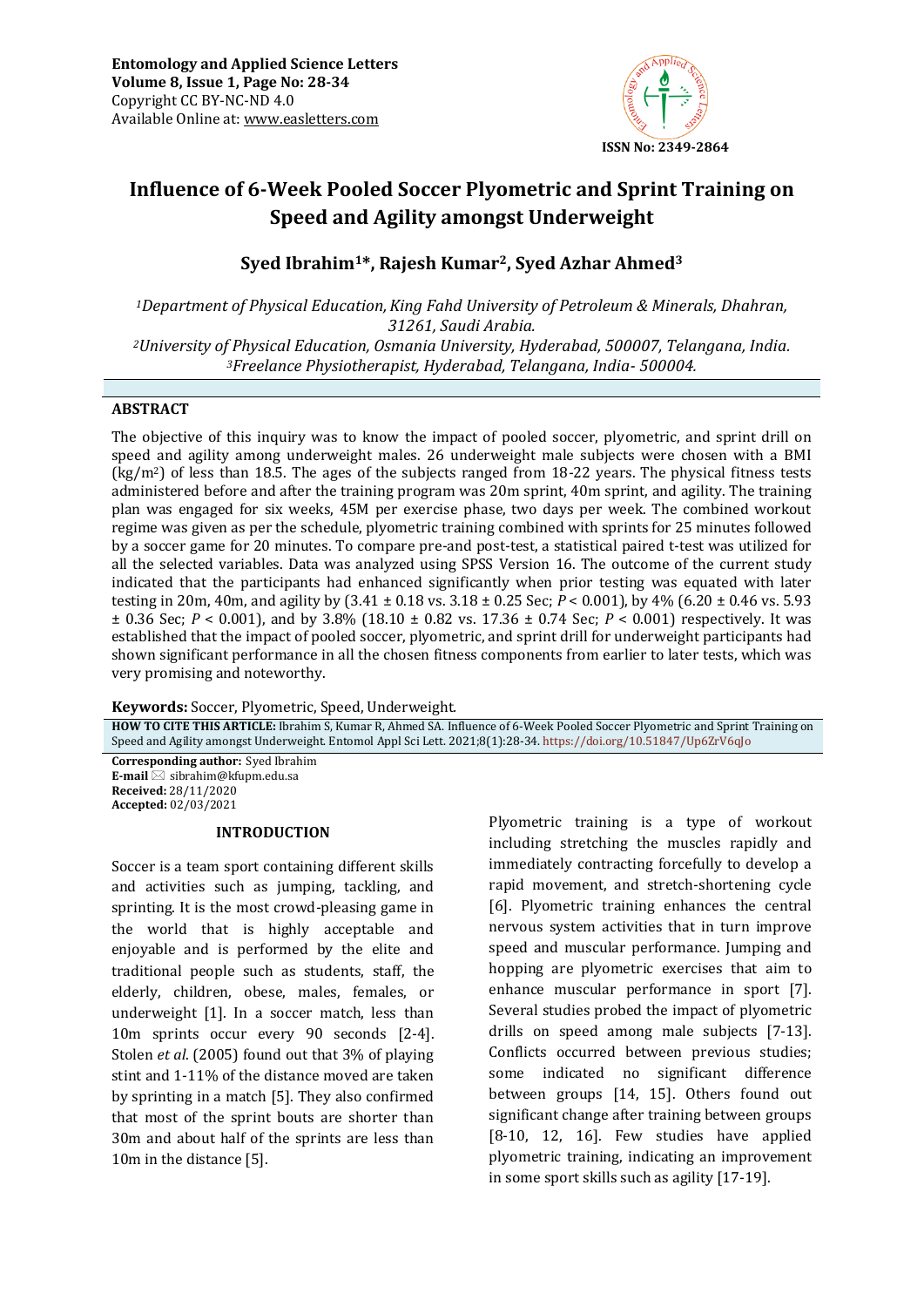# Influence of 6-Week Pooled Soccer Plyometric and Sprint Training on Speed and Agility amongst Underweight

**Syed Ibrahim[1]\*, Rajesh Kumar[2], Syed Azhar Ahmed[3]**

*[1]Department of Physical Education, King Fahd University of Petroleum & Minerals, Dhahran, 31261, Saudi Arabia.*
*[2]University of Physical Education, Osmania University, Hyderabad, 500007, Telangana, India.*
*[3]Freelance Physiotherapist, Hyderabad, Telangana, India- 500004.*

## ABSTRACT

The objective of this inquiry was to know the impact of pooled soccer, plyometric, and sprint drill on speed and agility among underweight males. 26 underweight male subjects were chosen with a BMI ($kg/m^2$) of less than 18.5. The ages of the subjects ranged from 18-22 years. The physical fitness tests administered before and after the training program was 20m sprint, 40m sprint, and agility. The training plan was engaged for six weeks, 45M per exercise phase, two days per week. The combined workout regime was given as per the schedule, plyometric training combined with sprints for 25 minutes followed by a soccer game for 20 minutes. To compare pre-and post-test, a statistical paired t-test was utilized for all the selected variables. Data was analyzed using SPSS Version 16. The outcome of the current study indicated that the participants had enhanced significantly when prior testing was equated with later testing in 20m, 40m, and agility by (3.41 ± 0.18 vs. 3.18 ± 0.25 Sec; $P < 0.001$), by 4% (6.20 ± 0.46 vs. 5.93 ± 0.36 Sec; $P < 0.001$), and by 3.8% (18.10 ± 0.82 vs. 17.36 ± 0.74 Sec; $P < 0.001$) respectively. It was established that the impact of pooled soccer, plyometric, and sprint drill for underweight participants had shown significant performance in all the chosen fitness components from earlier to later tests, which was very promising and noteworthy.

**Keywords:** Soccer, Plyometric, Speed, Underweight.

**HOW TO CITE THIS ARTICLE:** Ibrahim S, Kumar R, Ahmed SA. Influence of 6-Week Pooled Soccer Plyometric and Sprint Training on Speed and Agility amongst Underweight. Entomol Appl Sci Lett. 2021;8(1):28-34. https://doi.org/10.51847/Up6ZrV6qJo

**Corresponding author:** Syed Ibrahim
**E-mail** ✉ sibrahim@kfupm.edu.sa
**Received:** 28/11/2020
**Accepted:** 02/03/2021

## INTRODUCTION

Soccer is a team sport containing different skills and activities such as jumping, tackling, and sprinting. It is the most crowd-pleasing game in the world that is highly acceptable and enjoyable and is performed by the elite and traditional people such as students, staff, the elderly, children, obese, males, females, or underweight [1]. In a soccer match, less than 10m sprints occur every 90 seconds [2-4]. Stolen *et al*. (2005) found out that 3% of playing stint and 1-11% of the distance moved are taken by sprinting in a match [5]. They also confirmed that most of the sprint bouts are shorter than 30m and about half of the sprints are less than 10m in the distance [5].

Plyometric training is a type of workout including stretching the muscles rapidly and immediately contracting forcefully to develop a rapid movement, and stretch-shortening cycle [6]. Plyometric training enhances the central nervous system activities that in turn improve speed and muscular performance. Jumping and hopping are plyometric exercises that aim to enhance muscular performance in sport [7]. Several studies probed the impact of plyometric drills on speed among male subjects [7-13]. Conflicts occurred between previous studies; some indicated no significant difference between groups [14, 15]. Others found out significant change after training between groups [8-10, 12, 16]. Few studies have applied plyometric training, indicating an improvement in some sport skills such as agility [17-19].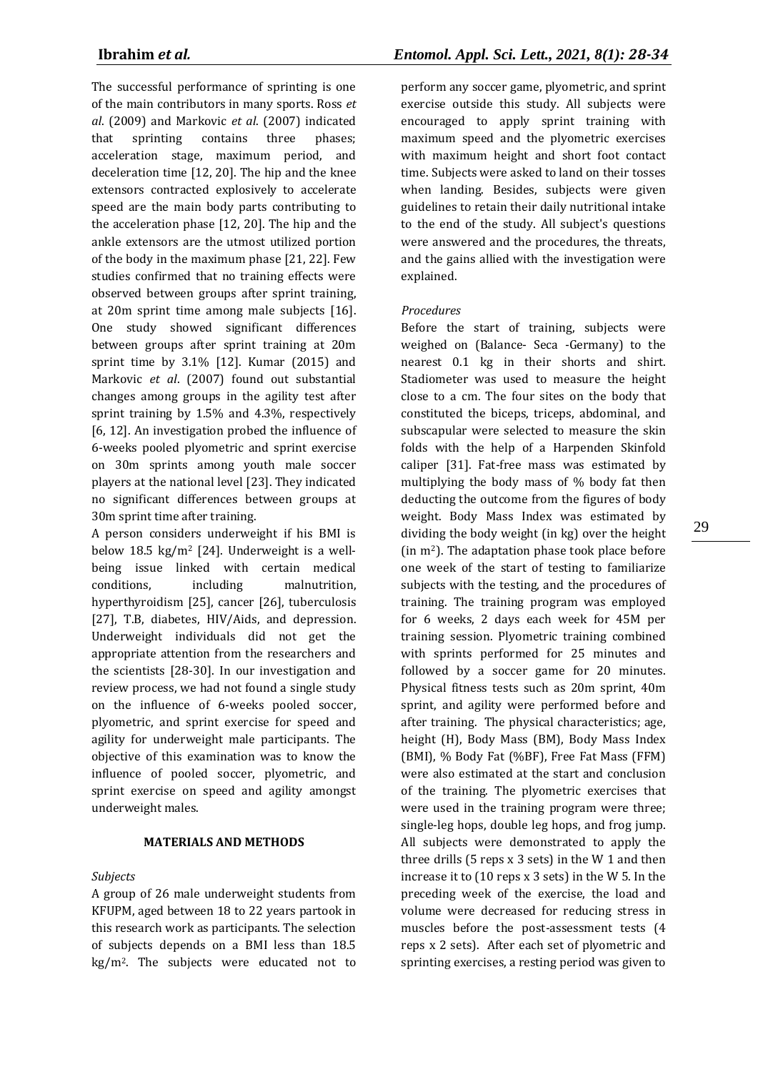The successful performance of sprinting is one of the main contributors in many sports. Ross *et al*. (2009) and Markovic *et al*. (2007) indicated that sprinting contains three phases; acceleration stage, maximum period, and deceleration time [12, 20]. The hip and the knee extensors contracted explosively to accelerate speed are the main body parts contributing to the acceleration phase [12, 20]. The hip and the ankle extensors are the utmost utilized portion of the body in the maximum phase [21, 22]. Few studies confirmed that no training effects were observed between groups after sprint training, at 20m sprint time among male subjects [16]. One study showed significant differences between groups after sprint training at 20m sprint time by 3.1% [12]. Kumar (2015) and Markovic *et al*. (2007) found out substantial changes among groups in the agility test after sprint training by 1.5% and 4.3%, respectively [6, 12]. An investigation probed the influence of 6-weeks pooled plyometric and sprint exercise on 30m sprints among youth male soccer players at the national level [23]. They indicated no significant differences between groups at 30m sprint time after training.

A person considers underweight if his BMI is below 18.5 kg/m$^2$ [24]. Underweight is a well-being issue linked with certain medical conditions, including malnutrition, hyperthyroidism [25], cancer [26], tuberculosis [27], T.B, diabetes, HIV/Aids, and depression. Underweight individuals did not get the appropriate attention from the researchers and the scientists [28-30]. In our investigation and review process, we had not found a single study on the influence of 6-weeks pooled soccer, plyometric, and sprint exercise for speed and agility for underweight male participants. The objective of this examination was to know the influence of pooled soccer, plyometric, and sprint exercise on speed and agility amongst underweight males.

## MATERIALS AND METHODS

*Subjects*

A group of 26 male underweight students from KFUPM, aged between 18 to 22 years partook in this research work as participants. The selection of subjects depends on a BMI less than 18.5 kg/m$^2$. The subjects were educated not to perform any soccer game, plyometric, and sprint exercise outside this study. All subjects were encouraged to apply sprint training with maximum speed and the plyometric exercises with maximum height and short foot contact time. Subjects were asked to land on their tosses when landing. Besides, subjects were given guidelines to retain their daily nutritional intake to the end of the study. All subject's questions were answered and the procedures, the threats, and the gains allied with the investigation were explained.

*Procedures*

Before the start of training, subjects were weighed on (Balance- Seca -Germany) to the nearest 0.1 kg in their shorts and shirt. Stadiometer was used to measure the height close to a cm. The four sites on the body that constituted the biceps, triceps, abdominal, and subscapular were selected to measure the skin folds with the help of a Harpenden Skinfold caliper [31]. Fat-free mass was estimated by multiplying the body mass of % body fat then deducting the outcome from the figures of body weight. Body Mass Index was estimated by dividing the body weight (in kg) over the height (in m$^2$). The adaptation phase took place before one week of the start of testing to familiarize subjects with the testing, and the procedures of training. The training program was employed for 6 weeks, 2 days each week for 45M per training session. Plyometric training combined with sprints performed for 25 minutes and followed by a soccer game for 20 minutes. Physical fitness tests such as 20m sprint, 40m sprint, and agility were performed before and after training. The physical characteristics; age, height (H), Body Mass (BM), Body Mass Index (BMI), % Body Fat (%BF), Free Fat Mass (FFM) were also estimated at the start and conclusion of the training. The plyometric exercises that were used in the training program were three; single-leg hops, double leg hops, and frog jump. All subjects were demonstrated to apply the three drills (5 reps x 3 sets) in the W 1 and then increase it to (10 reps x 3 sets) in the W 5. In the preceding week of the exercise, the load and volume were decreased for reducing stress in muscles before the post-assessment tests (4 reps x 2 sets). After each set of plyometric and sprinting exercises, a resting period was given to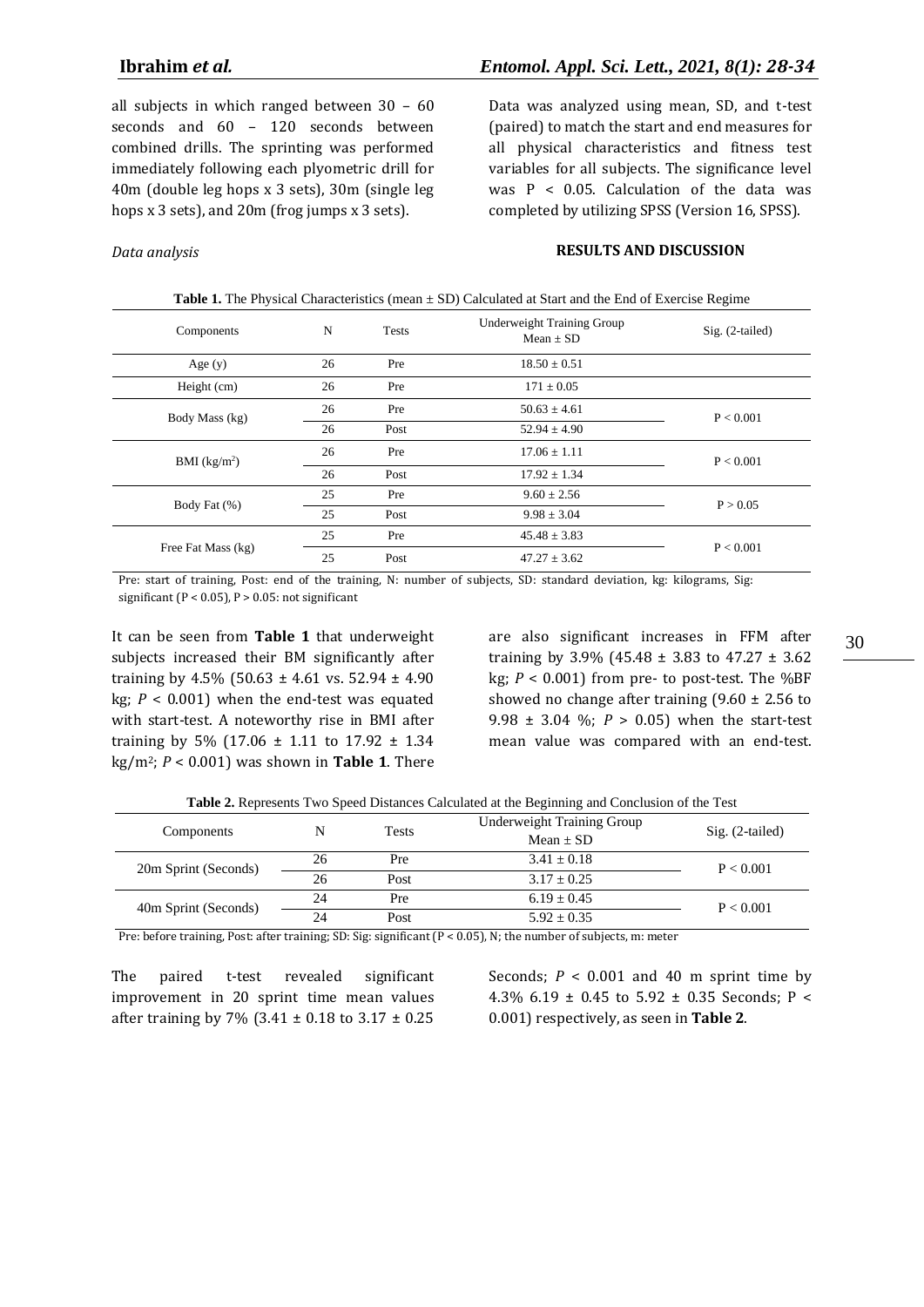all subjects in which ranged between 30 – 60 seconds and 60 – 120 seconds between combined drills. The sprinting was performed immediately following each plyometric drill for 40m (double leg hops x 3 sets), 30m (single leg hops x 3 sets), and 20m (frog jumps x 3 sets).

*Data analysis*

Data was analyzed using mean, SD, and t-test (paired) to match the start and end measures for all physical characteristics and fitness test variables for all subjects. The significance level was P < 0.05. Calculation of the data was completed by utilizing SPSS (Version 16, SPSS).

## RESULTS AND DISCUSSION

**Table 1.** The Physical Characteristics (mean ± SD) Calculated at Start and the End of Exercise Regime

| Components | N | Tests | Underweight Training Group Mean ± SD | Sig. (2-tailed) |
|---|---|---|---|---|
| Age (y) | 26 | Pre | 18.50 ± 0.51 | |
| Height (cm) | 26 | Pre | 171 ± 0.05 | |
| Body Mass (kg) | 26 | Pre | 50.63 ± 4.61 | P < 0.001 |
| | 26 | Post | 52.94 ± 4.90 | |
| BMI ($kg/m^2$) | 26 | Pre | 17.06 ± 1.11 | P < 0.001 |
| | 26 | Post | 17.92 ± 1.34 | |
| Body Fat (%) | 25 | Pre | 9.60 ± 2.56 | P > 0.05 |
| | 25 | Post | 9.98 ± 3.04 | |
| Free Fat Mass (kg) | 25 | Pre | 45.48 ± 3.83 | P < 0.001 |
| | 25 | Post | 47.27 ± 3.62 | |

Pre: start of training, Post: end of the training, N: number of subjects, SD: standard deviation, kg: kilograms, Sig: significant (P < 0.05), P > 0.05: not significant

It can be seen from **Table 1** that underweight subjects increased their BM significantly after training by 4.5% (50.63 ± 4.61 vs. 52.94 ± 4.90 kg; $P < 0.001$) when the end-test was equated with start-test. A noteworthy rise in BMI after training by 5% (17.06 ± 1.11 to 17.92 ± 1.34 $kg/m^2$; $P < 0.001$) was shown in **Table 1**. There are also significant increases in FFM after training by 3.9% (45.48 ± 3.83 to 47.27 ± 3.62 kg; $P < 0.001$) from pre- to post-test. The %BF showed no change after training (9.60 ± 2.56 to 9.98 ± 3.04 %; $P > 0.05$) when the start-test mean value was compared with an end-test.

**Table 2.** Represents Two Speed Distances Calculated at the Beginning and Conclusion of the Test

| Components | N | Tests | Underweight Training Group Mean ± SD | Sig. (2-tailed) |
|---|---|---|---|---|
| 20m Sprint (Seconds) | 26 | Pre | 3.41 ± 0.18 | P < 0.001 |
| | 26 | Post | 3.17 ± 0.25 | |
| 40m Sprint (Seconds) | 24 | Pre | 6.19 ± 0.45 | P < 0.001 |
| | 24 | Post | 5.92 ± 0.35 | |

Pre: before training, Post: after training; SD: Sig: significant (P < 0.05), N; the number of subjects, m: meter

The paired t-test revealed significant improvement in 20 sprint time mean values after training by 7% (3.41 ± 0.18 to 3.17 ± 0.25 Seconds; $P < 0.001$ and 40 m sprint time by 4.3% 6.19 ± 0.45 to 5.92 ± 0.35 Seconds; P < 0.001) respectively, as seen in **Table 2**.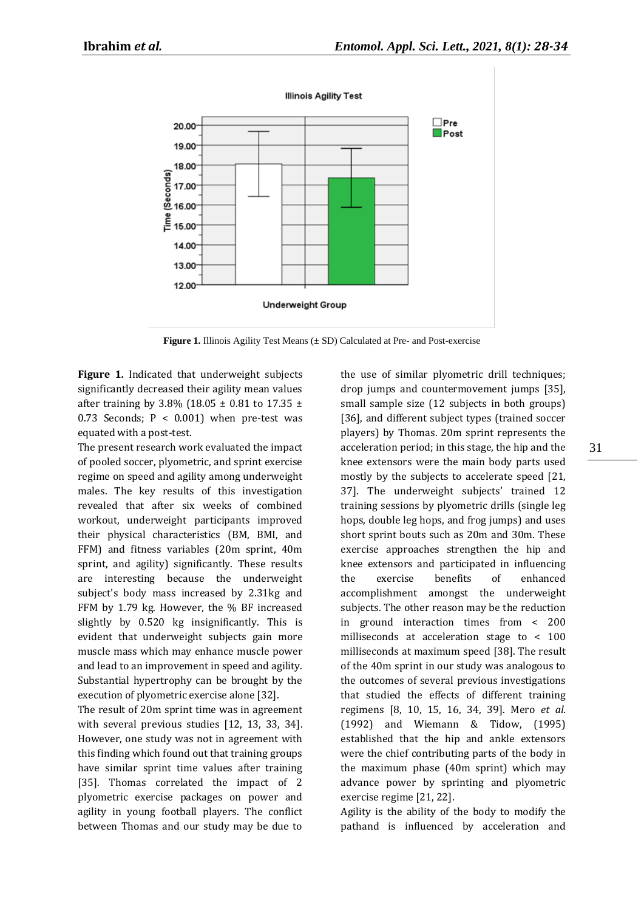**Figure 1.** Illinois Agility Test Means (± SD) Calculated at Pre- and Post-exercise

**Figure 1.** Indicated that underweight subjects significantly decreased their agility mean values after training by 3.8% (18.05 ± 0.81 to 17.35 ± 0.73 Seconds; P < 0.001) when pre-test was equated with a post-test.

The present research work evaluated the impact of pooled soccer, plyometric, and sprint exercise regime on speed and agility among underweight males. The key results of this investigation revealed that after six weeks of combined workout, underweight participants improved their physical characteristics (BM, BMI, and FFM) and fitness variables (20m sprint, 40m sprint, and agility) significantly. These results are interesting because the underweight subject's body mass increased by 2.31kg and FFM by 1.79 kg. However, the % BF increased slightly by 0.520 kg insignificantly. This is evident that underweight subjects gain more muscle mass which may enhance muscle power and lead to an improvement in speed and agility. Substantial hypertrophy can be brought by the execution of plyometric exercise alone [32].

The result of 20m sprint time was in agreement with several previous studies [12, 13, 33, 34]. However, one study was not in agreement with this finding which found out that training groups have similar sprint time values after training [35]. Thomas correlated the impact of 2 plyometric exercise packages on power and agility in young football players. The conflict between Thomas and our study may be due to the use of similar plyometric drill techniques; drop jumps and countermovement jumps [35], small sample size (12 subjects in both groups) [36], and different subject types (trained soccer players) by Thomas. 20m sprint represents the acceleration period; in this stage, the hip and the knee extensors were the main body parts used mostly by the subjects to accelerate speed [21, 37]. The underweight subjects' trained 12 training sessions by plyometric drills (single leg hops, double leg hops, and frog jumps) and uses short sprint bouts such as 20m and 30m. These exercise approaches strengthen the hip and knee extensors and participated in influencing the exercise benefits of enhanced accomplishment amongst the underweight subjects. The other reason may be the reduction in ground interaction times from < 200 milliseconds at acceleration stage to < 100 milliseconds at maximum speed [38]. The result of the 40m sprint in our study was analogous to the outcomes of several previous investigations that studied the effects of different training regimens [8, 10, 15, 16, 34, 39]. Mero *et al*. (1992) and Wiemann & Tidow, (1995) established that the hip and ankle extensors were the chief contributing parts of the body in the maximum phase (40m sprint) which may advance power by sprinting and plyometric exercise regime [21, 22].

Agility is the ability of the body to modify the pathand is influenced by acceleration and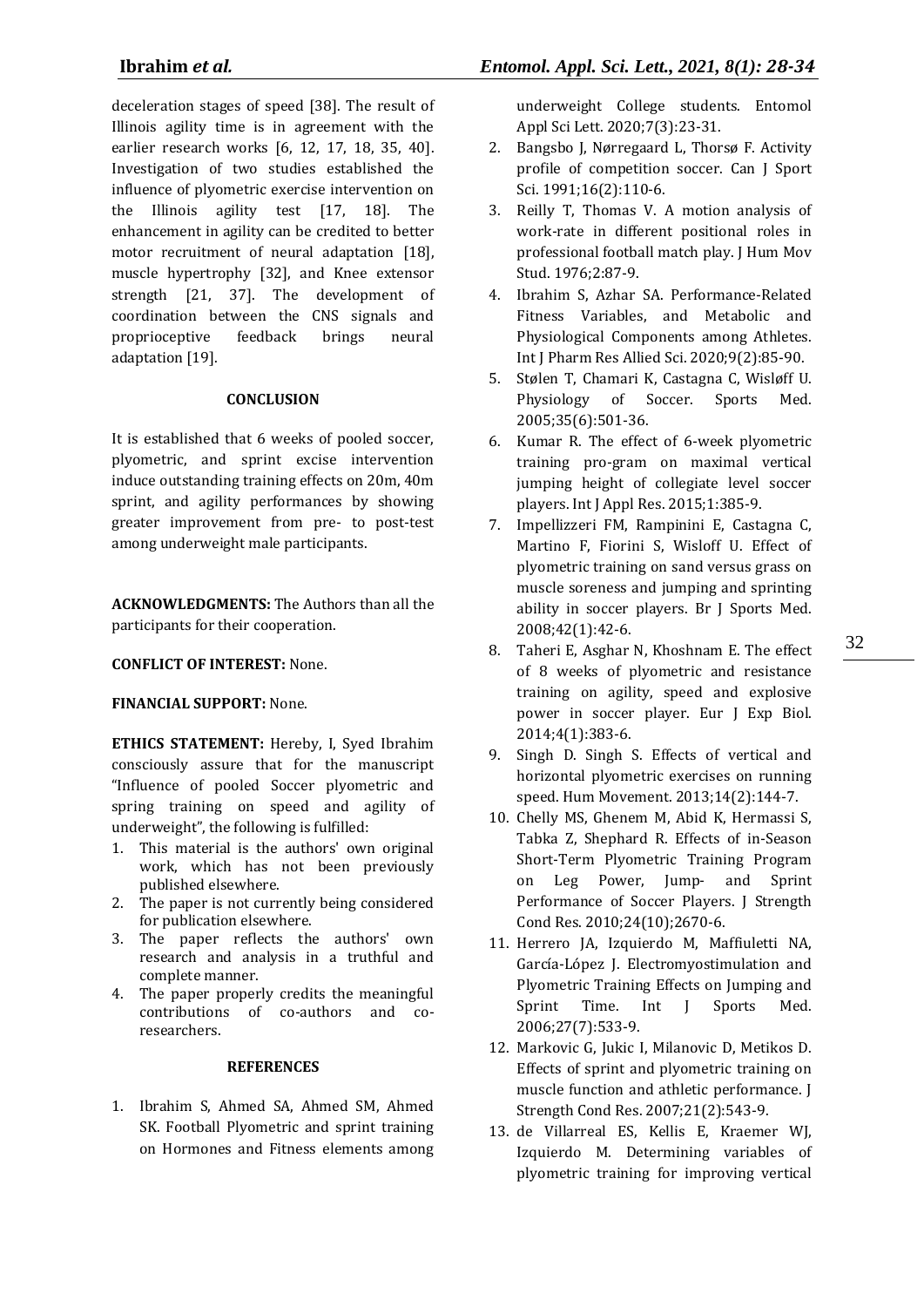deceleration stages of speed [38]. The result of Illinois agility time is in agreement with the earlier research works [6, 12, 17, 18, 35, 40]. Investigation of two studies established the influence of plyometric exercise intervention on the Illinois agility test [17, 18]. The enhancement in agility can be credited to better motor recruitment of neural adaptation [18], muscle hypertrophy [32], and Knee extensor strength [21, 37]. The development of coordination between the CNS signals and proprioceptive feedback brings neural adaptation [19].

## CONCLUSION

It is established that 6 weeks of pooled soccer, plyometric, and sprint excise intervention induce outstanding training effects on 20m, 40m sprint, and agility performances by showing greater improvement from pre- to post-test among underweight male participants.

**ACKNOWLEDGMENTS:** The Authors than all the participants for their cooperation.

**CONFLICT OF INTEREST:** None.

**FINANCIAL SUPPORT:** None.

**ETHICS STATEMENT:** Hereby, I, Syed Ibrahim consciously assure that for the manuscript "Influence of pooled Soccer plyometric and spring training on speed and agility of underweight", the following is fulfilled:

1. This material is the authors' own original work, which has not been previously published elsewhere.
2. The paper is not currently being considered for publication elsewhere.
3. The paper reflects the authors' own research and analysis in a truthful and complete manner.
4. The paper properly credits the meaningful contributions of co-authors and co-researchers.

## REFERENCES

1. Ibrahim S, Ahmed SA, Ahmed SM, Ahmed SK. Football Plyometric and sprint training on Hormones and Fitness elements among underweight College students. Entomol Appl Sci Lett. 2020;7(3):23-31.
2. Bangsbo J, Nørregaard L, Thorsø F. Activity profile of competition soccer. Can J Sport Sci. 1991;16(2):110-6.
3. Reilly T, Thomas V. A motion analysis of work-rate in different positional roles in professional football match play. J Hum Mov Stud. 1976;2:87-9.
4. Ibrahim S, Azhar SA. Performance-Related Fitness Variables, and Metabolic and Physiological Components among Athletes. Int J Pharm Res Allied Sci. 2020;9(2):85-90.
5. Stølen T, Chamari K, Castagna C, Wisløff U. Physiology of Soccer. Sports Med. 2005;35(6):501-36.
6. Kumar R. The effect of 6-week plyometric training pro-gram on maximal vertical jumping height of collegiate level soccer players. Int J Appl Res. 2015;1:385-9.
7. Impellizzeri FM, Rampinini E, Castagna C, Martino F, Fiorini S, Wisloff U. Effect of plyometric training on sand versus grass on muscle soreness and jumping and sprinting ability in soccer players. Br J Sports Med. 2008;42(1):42-6.
8. Taheri E, Asghar N, Khoshnam E. The effect of 8 weeks of plyometric and resistance training on agility, speed and explosive power in soccer player. Eur J Exp Biol. 2014;4(1):383-6.
9. Singh D. Singh S. Effects of vertical and horizontal plyometric exercises on running speed. Hum Movement. 2013;14(2):144-7.
10. Chelly MS, Ghenem M, Abid K, Hermassi S, Tabka Z, Shephard R. Effects of in-Season Short-Term Plyometric Training Program on Leg Power, Jump- and Sprint Performance of Soccer Players. J Strength Cond Res. 2010;24(10);2670-6.
11. Herrero JA, Izquierdo M, Maffiuletti NA, García-López J. Electromyostimulation and Plyometric Training Effects on Jumping and Sprint Time. Int J Sports Med. 2006;27(7):533-9.
12. Markovic G, Jukic I, Milanovic D, Metikos D. Effects of sprint and plyometric training on muscle function and athletic performance. J Strength Cond Res. 2007;21(2):543-9.
13. de Villarreal ES, Kellis E, Kraemer WJ, Izquierdo M. Determining variables of plyometric training for improving vertical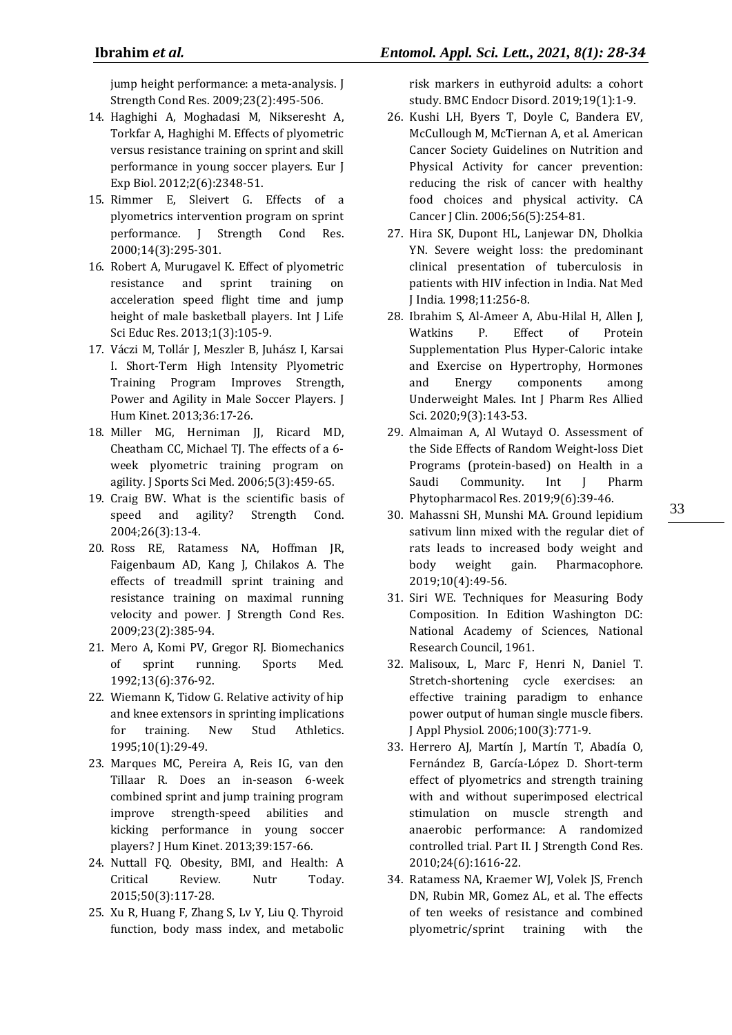jump height performance: a meta-analysis. J Strength Cond Res. 2009;23(2):495-506.

14. Haghighi A, Moghadasi M, Nikseresht A, Torkfar A, Haghighi M. Effects of plyometric versus resistance training on sprint and skill performance in young soccer players. Eur J Exp Biol. 2012;2(6):2348-51.
15. Rimmer E, Sleivert G. Effects of a plyometrics intervention program on sprint performance. J Strength Cond Res. 2000;14(3):295-301.
16. Robert A, Murugavel K. Effect of plyometric resistance and sprint training on acceleration speed flight time and jump height of male basketball players. Int J Life Sci Educ Res. 2013;1(3):105-9.
17. Váczi M, Tollár J, Meszler B, Juhász I, Karsai I. Short-Term High Intensity Plyometric Training Program Improves Strength, Power and Agility in Male Soccer Players. J Hum Kinet. 2013;36:17-26.
18. Miller MG, Herniman JJ, Ricard MD, Cheatham CC, Michael TJ. The effects of a 6-week plyometric training program on agility. J Sports Sci Med. 2006;5(3):459-65.
19. Craig BW. What is the scientific basis of speed and agility? Strength Cond. 2004;26(3):13-4.
20. Ross RE, Ratamess NA, Hoffman JR, Faigenbaum AD, Kang J, Chilakos A. The effects of treadmill sprint training and resistance training on maximal running velocity and power. J Strength Cond Res. 2009;23(2):385-94.
21. Mero A, Komi PV, Gregor RJ. Biomechanics of sprint running. Sports Med. 1992;13(6):376-92.
22. Wiemann K, Tidow G. Relative activity of hip and knee extensors in sprinting implications for training. New Stud Athletics. 1995;10(1):29-49.
23. Marques MC, Pereira A, Reis IG, van den Tillaar R. Does an in-season 6-week combined sprint and jump training program improve strength-speed abilities and kicking performance in young soccer players? J Hum Kinet. 2013;39:157-66.
24. Nuttall FQ. Obesity, BMI, and Health: A Critical Review. Nutr Today. 2015;50(3):117-28.
25. Xu R, Huang F, Zhang S, Lv Y, Liu Q. Thyroid function, body mass index, and metabolic risk markers in euthyroid adults: a cohort study. BMC Endocr Disord. 2019;19(1):1-9.
26. Kushi LH, Byers T, Doyle C, Bandera EV, McCullough M, McTiernan A, et al. American Cancer Society Guidelines on Nutrition and Physical Activity for cancer prevention: reducing the risk of cancer with healthy food choices and physical activity. CA Cancer J Clin. 2006;56(5):254-81.
27. Hira SK, Dupont HL, Lanjewar DN, Dholkia YN. Severe weight loss: the predominant clinical presentation of tuberculosis in patients with HIV infection in India. Nat Med J India. 1998;11:256-8.
28. Ibrahim S, Al-Ameer A, Abu-Hilal H, Allen J, Watkins P. Effect of Protein Supplementation Plus Hyper-Caloric intake and Exercise on Hypertrophy, Hormones and Energy components among Underweight Males. Int J Pharm Res Allied Sci. 2020;9(3):143-53.
29. Almaiman A, Al Wutayd O. Assessment of the Side Effects of Random Weight-loss Diet Programs (protein-based) on Health in a Saudi Community. Int J Pharm Phytopharmacol Res. 2019;9(6):39-46.
30. Mahassni SH, Munshi MA. Ground lepidium sativum linn mixed with the regular diet of rats leads to increased body weight and body weight gain. Pharmacophore. 2019;10(4):49-56.
31. Siri WE. Techniques for Measuring Body Composition. In Edition Washington DC: National Academy of Sciences, National Research Council, 1961.
32. Malisoux, L, Marc F, Henri N, Daniel T. Stretch-shortening cycle exercises: an effective training paradigm to enhance power output of human single muscle fibers. J Appl Physiol. 2006;100(3):771-9.
33. Herrero AJ, Martín J, Martín T, Abadía O, Fernández B, García-López D. Short-term effect of plyometrics and strength training with and without superimposed electrical stimulation on muscle strength and anaerobic performance: A randomized controlled trial. Part II. J Strength Cond Res. 2010;24(6):1616-22.
34. Ratamess NA, Kraemer WJ, Volek JS, French DN, Rubin MR, Gomez AL, et al. The effects of ten weeks of resistance and combined plyometric/sprint training with the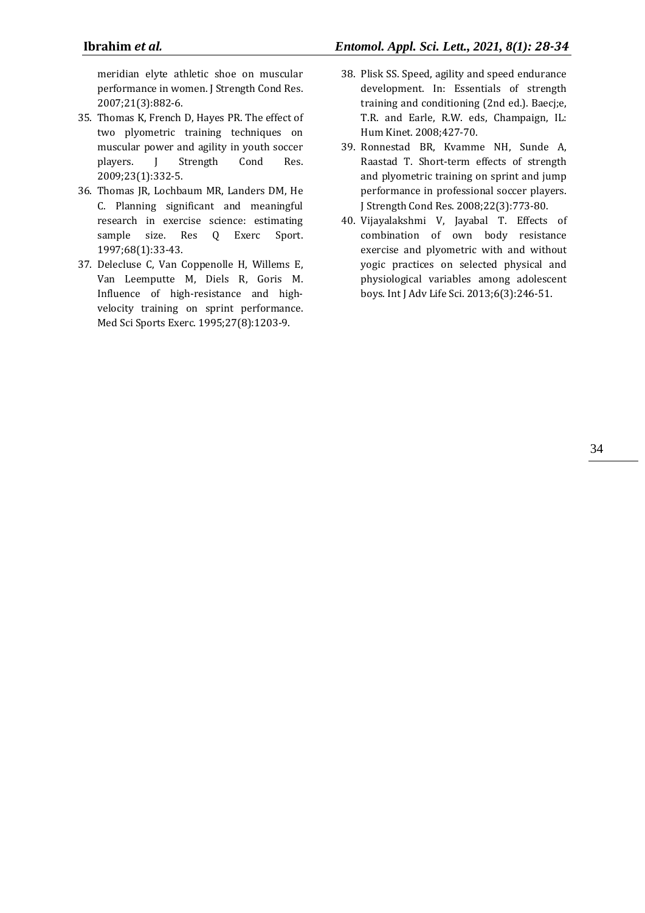meridian elyte athletic shoe on muscular performance in women. J Strength Cond Res. 2007;21(3):882-6.

35. Thomas K, French D, Hayes PR. The effect of two plyometric training techniques on muscular power and agility in youth soccer players. J Strength Cond Res. 2009;23(1):332-5.
36. Thomas JR, Lochbaum MR, Landers DM, He C. Planning significant and meaningful research in exercise science: estimating sample size. Res Q Exerc Sport. 1997;68(1):33-43.
37. Delecluse C, Van Coppenolle H, Willems E, Van Leemputte M, Diels R, Goris M. Influence of high-resistance and high-velocity training on sprint performance. Med Sci Sports Exerc. 1995;27(8):1203-9.
38. Plisk SS. Speed, agility and speed endurance development. In: Essentials of strength training and conditioning (2nd ed.). Baecj;e, T.R. and Earle, R.W. eds, Champaign, IL: Hum Kinet. 2008;427-70.
39. Ronnestad BR, Kvamme NH, Sunde A, Raastad T. Short-term effects of strength and plyometric training on sprint and jump performance in professional soccer players. J Strength Cond Res. 2008;22(3):773-80.
40. Vijayalakshmi V, Jayabal T. Effects of combination of own body resistance exercise and plyometric with and without yogic practices on selected physical and physiological variables among adolescent boys. Int J Adv Life Sci. 2013;6(3):246-51.